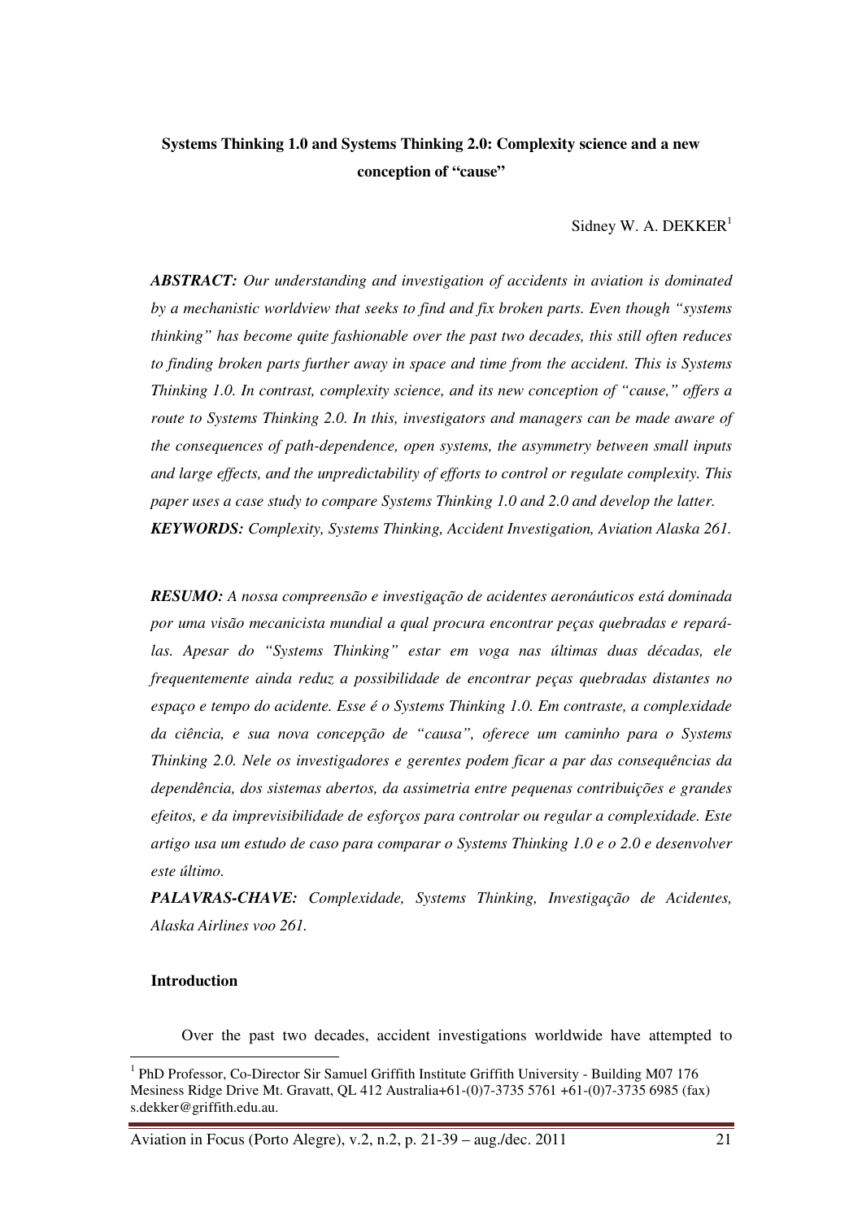# Systems Thinking 1.0 and Systems Thinking 2.0: Complexity science and a new conception of "cause"

Sidney W. A. DEKKER[1]

***ABSTRACT:*** *Our understanding and investigation of accidents in aviation is dominated by a mechanistic worldview that seeks to find and fix broken parts. Even though "systems thinking" has become quite fashionable over the past two decades, this still often reduces to finding broken parts further away in space and time from the accident. This is Systems Thinking 1.0. In contrast, complexity science, and its new conception of "cause," offers a route to Systems Thinking 2.0. In this, investigators and managers can be made aware of the consequences of path-dependence, open systems, the asymmetry between small inputs and large effects, and the unpredictability of efforts to control or regulate complexity. This paper uses a case study to compare Systems Thinking 1.0 and 2.0 and develop the latter.*

***KEYWORDS:*** *Complexity, Systems Thinking, Accident Investigation, Aviation Alaska 261.*

***RESUMO:*** *A nossa compreensão e investigação de acidentes aeronáuticos está dominada por uma visão mecanicista mundial a qual procura encontrar peças quebradas e repará-las. Apesar do "Systems Thinking" estar em voga nas últimas duas décadas, ele frequentemente ainda reduz a possibilidade de encontrar peças quebradas distantes no espaço e tempo do acidente. Esse é o Systems Thinking 1.0. Em contraste, a complexidade da ciência, e sua nova concepção de "causa", oferece um caminho para o Systems Thinking 2.0. Nele os investigadores e gerentes podem ficar a par das consequências da dependência, dos sistemas abertos, da assimetria entre pequenas contribuições e grandes efeitos, e da imprevisibilidade de esforços para controlar ou regular a complexidade. Este artigo usa um estudo de caso para comparar o Systems Thinking 1.0 e o 2.0 e desenvolver este último.*

***PALAVRAS-CHAVE:*** *Complexidade, Systems Thinking, Investigação de Acidentes, Alaska Airlines voo 261.*

## Introduction

Over the past two decades, accident investigations worldwide have attempted to

[1] PhD Professor, Co-Director Sir Samuel Griffith Institute Griffith University - Building M07 176 Mesiness Ridge Drive Mt. Gravatt, QL 412 Australia+61-(0)7-3735 5761 +61-(0)7-3735 6985 (fax) s.dekker@griffith.edu.au.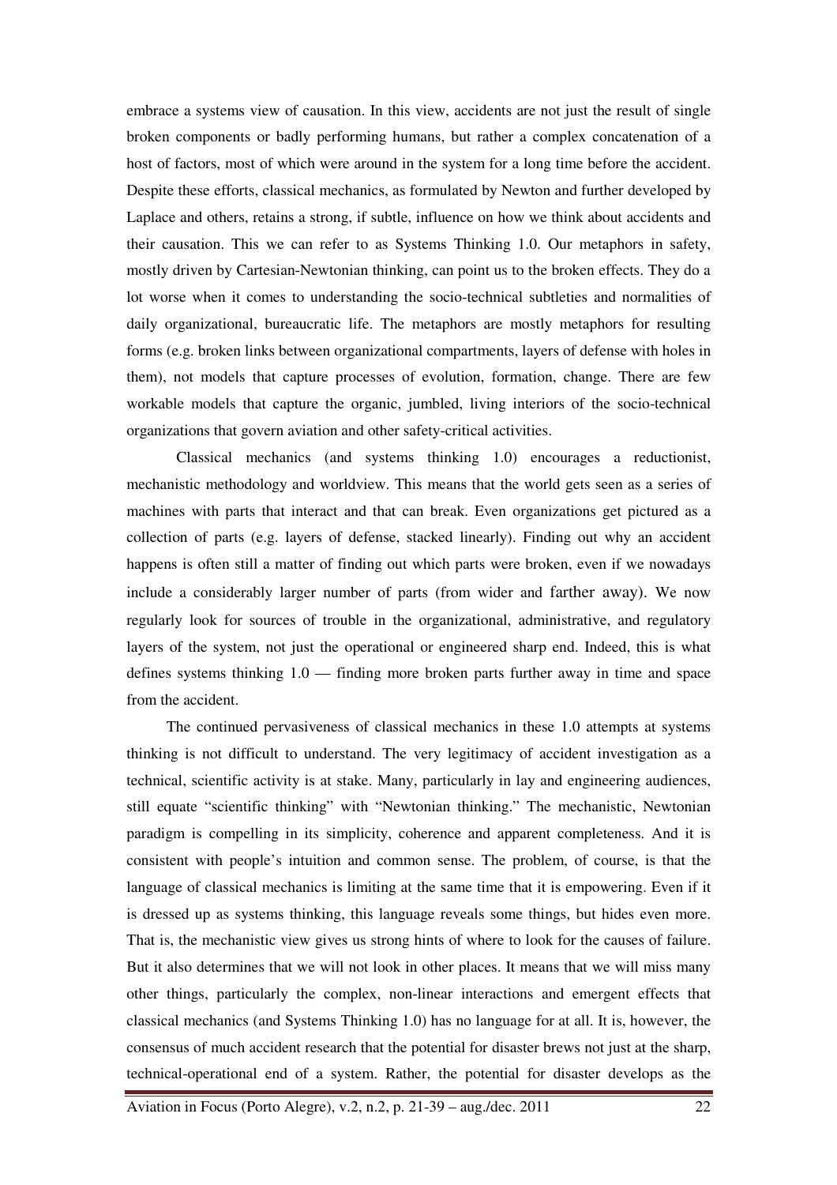embrace a systems view of causation. In this view, accidents are not just the result of single broken components or badly performing humans, but rather a complex concatenation of a host of factors, most of which were around in the system for a long time before the accident. Despite these efforts, classical mechanics, as formulated by Newton and further developed by Laplace and others, retains a strong, if subtle, influence on how we think about accidents and their causation. This we can refer to as Systems Thinking 1.0. Our metaphors in safety, mostly driven by Cartesian-Newtonian thinking, can point us to the broken effects. They do a lot worse when it comes to understanding the socio-technical subtleties and normalities of daily organizational, bureaucratic life. The metaphors are mostly metaphors for resulting forms (e.g. broken links between organizational compartments, layers of defense with holes in them), not models that capture processes of evolution, formation, change. There are few workable models that capture the organic, jumbled, living interiors of the socio-technical organizations that govern aviation and other safety-critical activities.

Classical mechanics (and systems thinking 1.0) encourages a reductionist, mechanistic methodology and worldview. This means that the world gets seen as a series of machines with parts that interact and that can break. Even organizations get pictured as a collection of parts (e.g. layers of defense, stacked linearly). Finding out why an accident happens is often still a matter of finding out which parts were broken, even if we nowadays include a considerably larger number of parts (from wider and farther away). We now regularly look for sources of trouble in the organizational, administrative, and regulatory layers of the system, not just the operational or engineered sharp end. Indeed, this is what defines systems thinking 1.0 — finding more broken parts further away in time and space from the accident.

The continued pervasiveness of classical mechanics in these 1.0 attempts at systems thinking is not difficult to understand. The very legitimacy of accident investigation as a technical, scientific activity is at stake. Many, particularly in lay and engineering audiences, still equate "scientific thinking" with "Newtonian thinking." The mechanistic, Newtonian paradigm is compelling in its simplicity, coherence and apparent completeness. And it is consistent with people's intuition and common sense. The problem, of course, is that the language of classical mechanics is limiting at the same time that it is empowering. Even if it is dressed up as systems thinking, this language reveals some things, but hides even more. That is, the mechanistic view gives us strong hints of where to look for the causes of failure. But it also determines that we will not look in other places. It means that we will miss many other things, particularly the complex, non-linear interactions and emergent effects that classical mechanics (and Systems Thinking 1.0) has no language for at all. It is, however, the consensus of much accident research that the potential for disaster brews not just at the sharp, technical-operational end of a system. Rather, the potential for disaster develops as the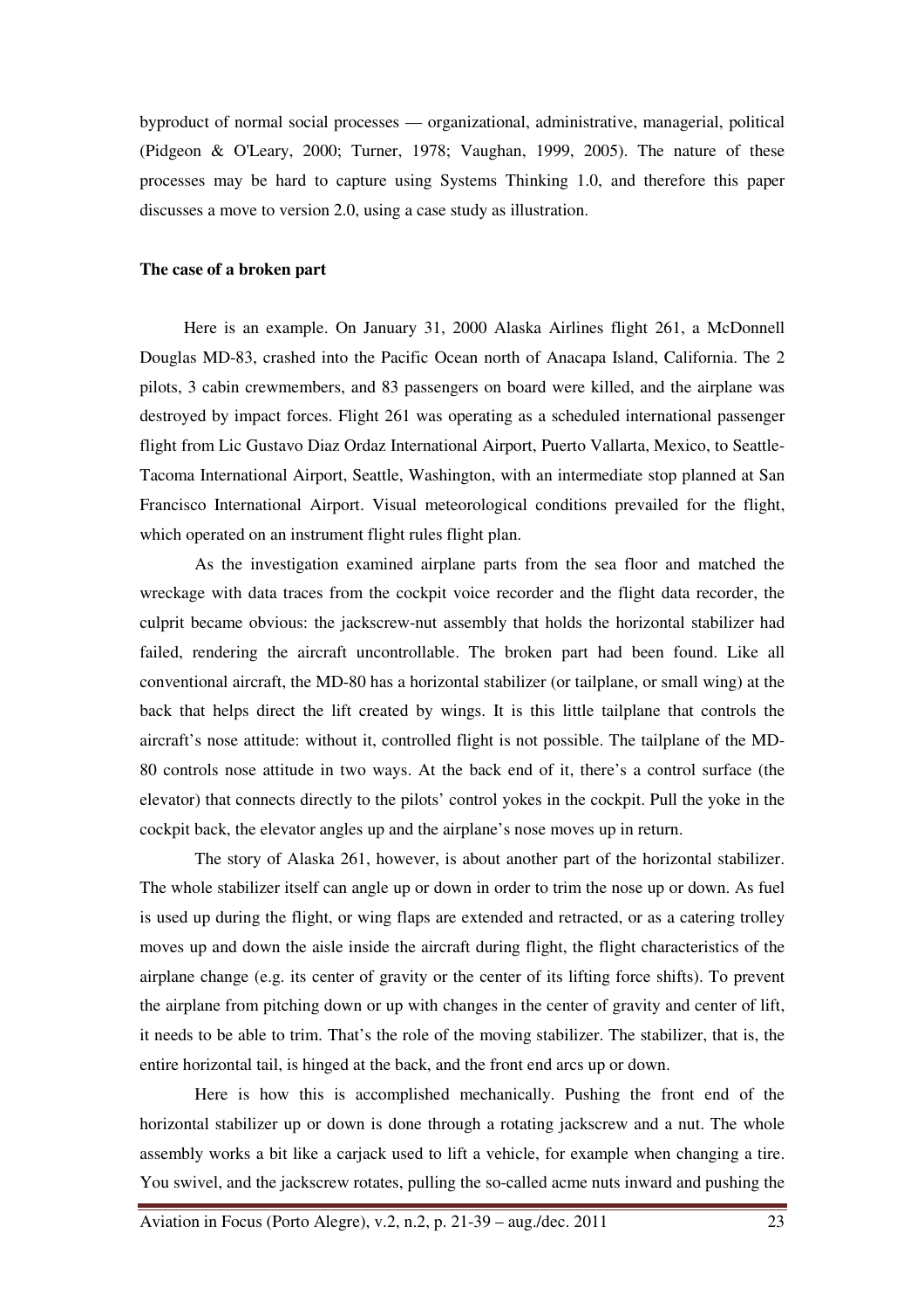byproduct of normal social processes — organizational, administrative, managerial, political (Pidgeon & O'Leary, 2000; Turner, 1978; Vaughan, 1999, 2005). The nature of these processes may be hard to capture using Systems Thinking 1.0, and therefore this paper discusses a move to version 2.0, using a case study as illustration.

**The case of a broken part**

Here is an example. On January 31, 2000 Alaska Airlines flight 261, a McDonnell Douglas MD-83, crashed into the Pacific Ocean north of Anacapa Island, California. The 2 pilots, 3 cabin crewmembers, and 83 passengers on board were killed, and the airplane was destroyed by impact forces. Flight 261 was operating as a scheduled international passenger flight from Lic Gustavo Diaz Ordaz International Airport, Puerto Vallarta, Mexico, to Seattle-Tacoma International Airport, Seattle, Washington, with an intermediate stop planned at San Francisco International Airport. Visual meteorological conditions prevailed for the flight, which operated on an instrument flight rules flight plan.

As the investigation examined airplane parts from the sea floor and matched the wreckage with data traces from the cockpit voice recorder and the flight data recorder, the culprit became obvious: the jackscrew-nut assembly that holds the horizontal stabilizer had failed, rendering the aircraft uncontrollable. The broken part had been found. Like all conventional aircraft, the MD-80 has a horizontal stabilizer (or tailplane, or small wing) at the back that helps direct the lift created by wings. It is this little tailplane that controls the aircraft's nose attitude: without it, controlled flight is not possible. The tailplane of the MD-80 controls nose attitude in two ways. At the back end of it, there's a control surface (the elevator) that connects directly to the pilots' control yokes in the cockpit. Pull the yoke in the cockpit back, the elevator angles up and the airplane's nose moves up in return.

The story of Alaska 261, however, is about another part of the horizontal stabilizer. The whole stabilizer itself can angle up or down in order to trim the nose up or down. As fuel is used up during the flight, or wing flaps are extended and retracted, or as a catering trolley moves up and down the aisle inside the aircraft during flight, the flight characteristics of the airplane change (e.g. its center of gravity or the center of its lifting force shifts). To prevent the airplane from pitching down or up with changes in the center of gravity and center of lift, it needs to be able to trim. That's the role of the moving stabilizer. The stabilizer, that is, the entire horizontal tail, is hinged at the back, and the front end arcs up or down.

Here is how this is accomplished mechanically. Pushing the front end of the horizontal stabilizer up or down is done through a rotating jackscrew and a nut. The whole assembly works a bit like a carjack used to lift a vehicle, for example when changing a tire. You swivel, and the jackscrew rotates, pulling the so-called acme nuts inward and pushing the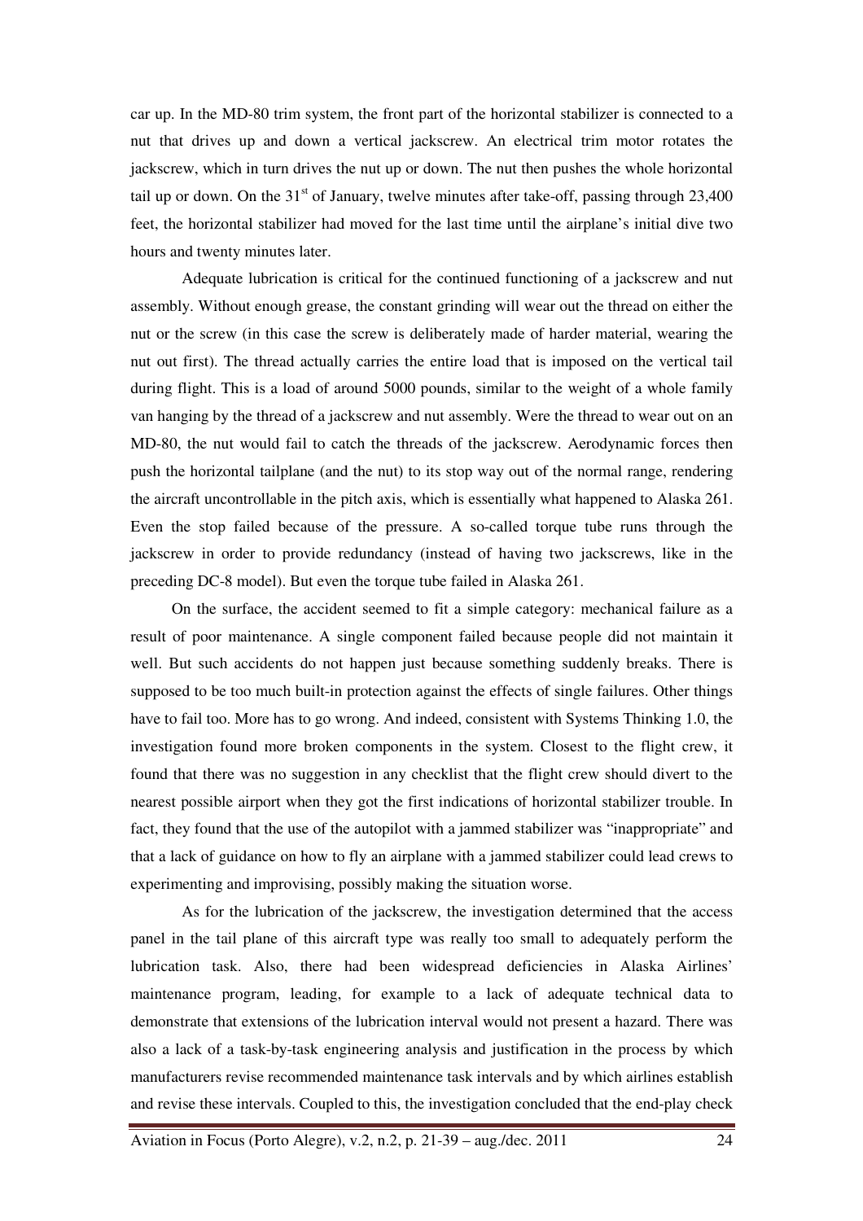car up. In the MD-80 trim system, the front part of the horizontal stabilizer is connected to a nut that drives up and down a vertical jackscrew. An electrical trim motor rotates the jackscrew, which in turn drives the nut up or down. The nut then pushes the whole horizontal tail up or down. On the 31st of January, twelve minutes after take-off, passing through 23,400 feet, the horizontal stabilizer had moved for the last time until the airplane's initial dive two hours and twenty minutes later.

Adequate lubrication is critical for the continued functioning of a jackscrew and nut assembly. Without enough grease, the constant grinding will wear out the thread on either the nut or the screw (in this case the screw is deliberately made of harder material, wearing the nut out first). The thread actually carries the entire load that is imposed on the vertical tail during flight. This is a load of around 5000 pounds, similar to the weight of a whole family van hanging by the thread of a jackscrew and nut assembly. Were the thread to wear out on an MD-80, the nut would fail to catch the threads of the jackscrew. Aerodynamic forces then push the horizontal tailplane (and the nut) to its stop way out of the normal range, rendering the aircraft uncontrollable in the pitch axis, which is essentially what happened to Alaska 261. Even the stop failed because of the pressure. A so-called torque tube runs through the jackscrew in order to provide redundancy (instead of having two jackscrews, like in the preceding DC-8 model). But even the torque tube failed in Alaska 261.

On the surface, the accident seemed to fit a simple category: mechanical failure as a result of poor maintenance. A single component failed because people did not maintain it well. But such accidents do not happen just because something suddenly breaks. There is supposed to be too much built-in protection against the effects of single failures. Other things have to fail too. More has to go wrong. And indeed, consistent with Systems Thinking 1.0, the investigation found more broken components in the system. Closest to the flight crew, it found that there was no suggestion in any checklist that the flight crew should divert to the nearest possible airport when they got the first indications of horizontal stabilizer trouble. In fact, they found that the use of the autopilot with a jammed stabilizer was "inappropriate" and that a lack of guidance on how to fly an airplane with a jammed stabilizer could lead crews to experimenting and improvising, possibly making the situation worse.

As for the lubrication of the jackscrew, the investigation determined that the access panel in the tail plane of this aircraft type was really too small to adequately perform the lubrication task. Also, there had been widespread deficiencies in Alaska Airlines' maintenance program, leading, for example to a lack of adequate technical data to demonstrate that extensions of the lubrication interval would not present a hazard. There was also a lack of a task-by-task engineering analysis and justification in the process by which manufacturers revise recommended maintenance task intervals and by which airlines establish and revise these intervals. Coupled to this, the investigation concluded that the end-play check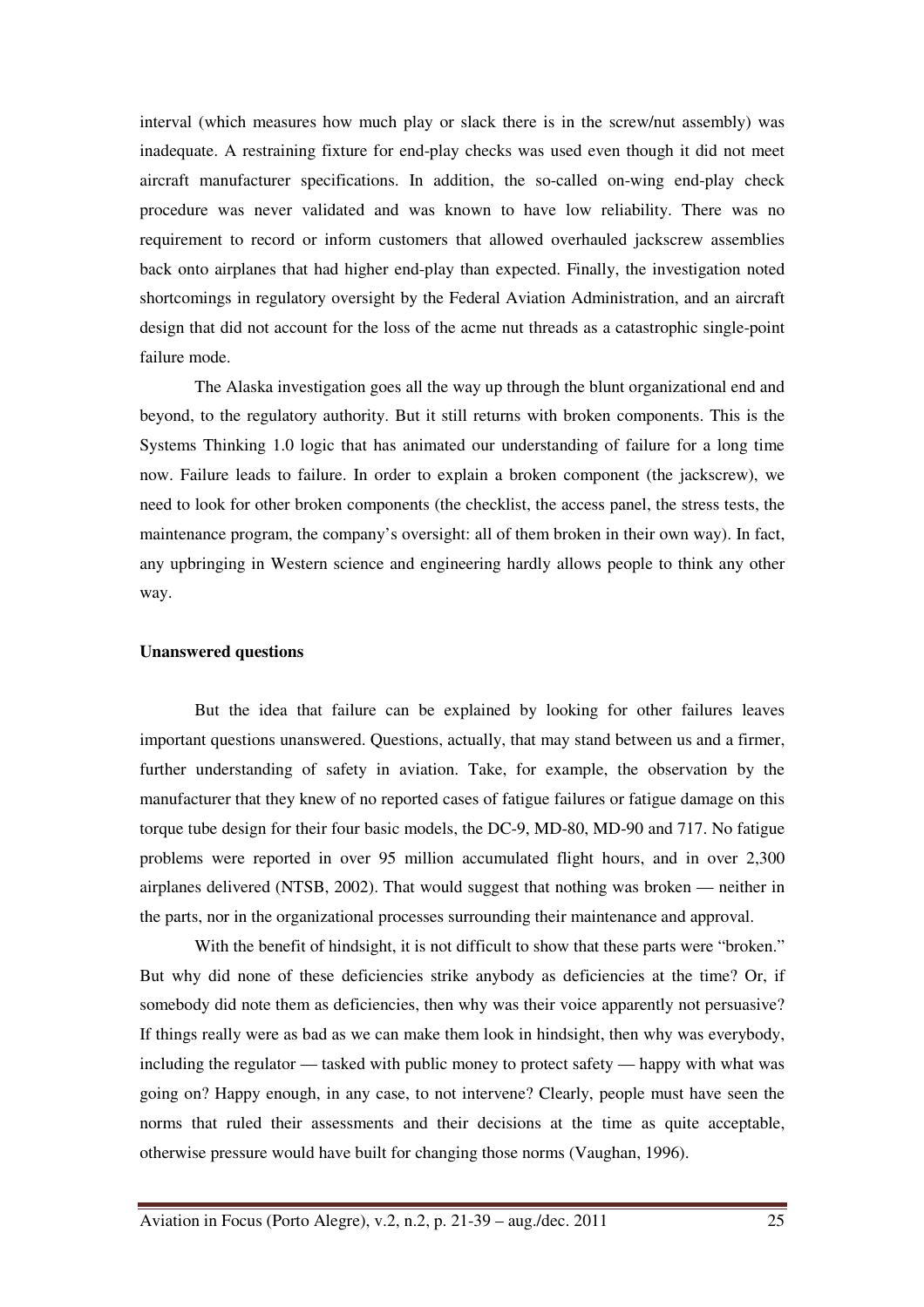interval (which measures how much play or slack there is in the screw/nut assembly) was inadequate. A restraining fixture for end-play checks was used even though it did not meet aircraft manufacturer specifications. In addition, the so-called on-wing end-play check procedure was never validated and was known to have low reliability. There was no requirement to record or inform customers that allowed overhauled jackscrew assemblies back onto airplanes that had higher end-play than expected. Finally, the investigation noted shortcomings in regulatory oversight by the Federal Aviation Administration, and an aircraft design that did not account for the loss of the acme nut threads as a catastrophic single-point failure mode.

The Alaska investigation goes all the way up through the blunt organizational end and beyond, to the regulatory authority. But it still returns with broken components. This is the Systems Thinking 1.0 logic that has animated our understanding of failure for a long time now. Failure leads to failure. In order to explain a broken component (the jackscrew), we need to look for other broken components (the checklist, the access panel, the stress tests, the maintenance program, the company's oversight: all of them broken in their own way). In fact, any upbringing in Western science and engineering hardly allows people to think any other way.

**Unanswered questions**

But the idea that failure can be explained by looking for other failures leaves important questions unanswered. Questions, actually, that may stand between us and a firmer, further understanding of safety in aviation. Take, for example, the observation by the manufacturer that they knew of no reported cases of fatigue failures or fatigue damage on this torque tube design for their four basic models, the DC-9, MD-80, MD-90 and 717. No fatigue problems were reported in over 95 million accumulated flight hours, and in over 2,300 airplanes delivered (NTSB, 2002). That would suggest that nothing was broken — neither in the parts, nor in the organizational processes surrounding their maintenance and approval.

With the benefit of hindsight, it is not difficult to show that these parts were "broken." But why did none of these deficiencies strike anybody as deficiencies at the time? Or, if somebody did note them as deficiencies, then why was their voice apparently not persuasive? If things really were as bad as we can make them look in hindsight, then why was everybody, including the regulator — tasked with public money to protect safety — happy with what was going on? Happy enough, in any case, to not intervene? Clearly, people must have seen the norms that ruled their assessments and their decisions at the time as quite acceptable, otherwise pressure would have built for changing those norms (Vaughan, 1996).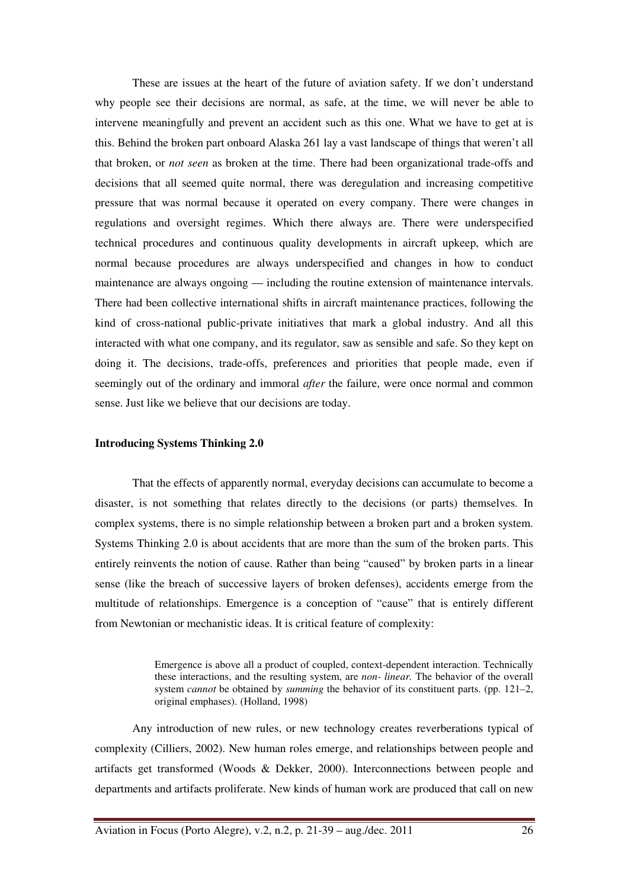These are issues at the heart of the future of aviation safety. If we don't understand why people see their decisions are normal, as safe, at the time, we will never be able to intervene meaningfully and prevent an accident such as this one. What we have to get at is this. Behind the broken part onboard Alaska 261 lay a vast landscape of things that weren't all that broken, or *not seen* as broken at the time. There had been organizational trade-offs and decisions that all seemed quite normal, there was deregulation and increasing competitive pressure that was normal because it operated on every company. There were changes in regulations and oversight regimes. Which there always are. There were underspecified technical procedures and continuous quality developments in aircraft upkeep, which are normal because procedures are always underspecified and changes in how to conduct maintenance are always ongoing — including the routine extension of maintenance intervals. There had been collective international shifts in aircraft maintenance practices, following the kind of cross-national public-private initiatives that mark a global industry. And all this interacted with what one company, and its regulator, saw as sensible and safe. So they kept on doing it. The decisions, trade-offs, preferences and priorities that people made, even if seemingly out of the ordinary and immoral *after* the failure, were once normal and common sense. Just like we believe that our decisions are today.

**Introducing Systems Thinking 2.0**

That the effects of apparently normal, everyday decisions can accumulate to become a disaster, is not something that relates directly to the decisions (or parts) themselves. In complex systems, there is no simple relationship between a broken part and a broken system. Systems Thinking 2.0 is about accidents that are more than the sum of the broken parts. This entirely reinvents the notion of cause. Rather than being "caused" by broken parts in a linear sense (like the breach of successive layers of broken defenses), accidents emerge from the multitude of relationships. Emergence is a conception of "cause" that is entirely different from Newtonian or mechanistic ideas. It is critical feature of complexity:

> Emergence is above all a product of coupled, context-dependent interaction. Technically these interactions, and the resulting system, are *non- linear.* The behavior of the overall system *cannot* be obtained by *summing* the behavior of its constituent parts. (pp. 121–2, original emphases). (Holland, 1998)

Any introduction of new rules, or new technology creates reverberations typical of complexity (Cilliers, 2002). New human roles emerge, and relationships between people and artifacts get transformed (Woods & Dekker, 2000). Interconnections between people and departments and artifacts proliferate. New kinds of human work are produced that call on new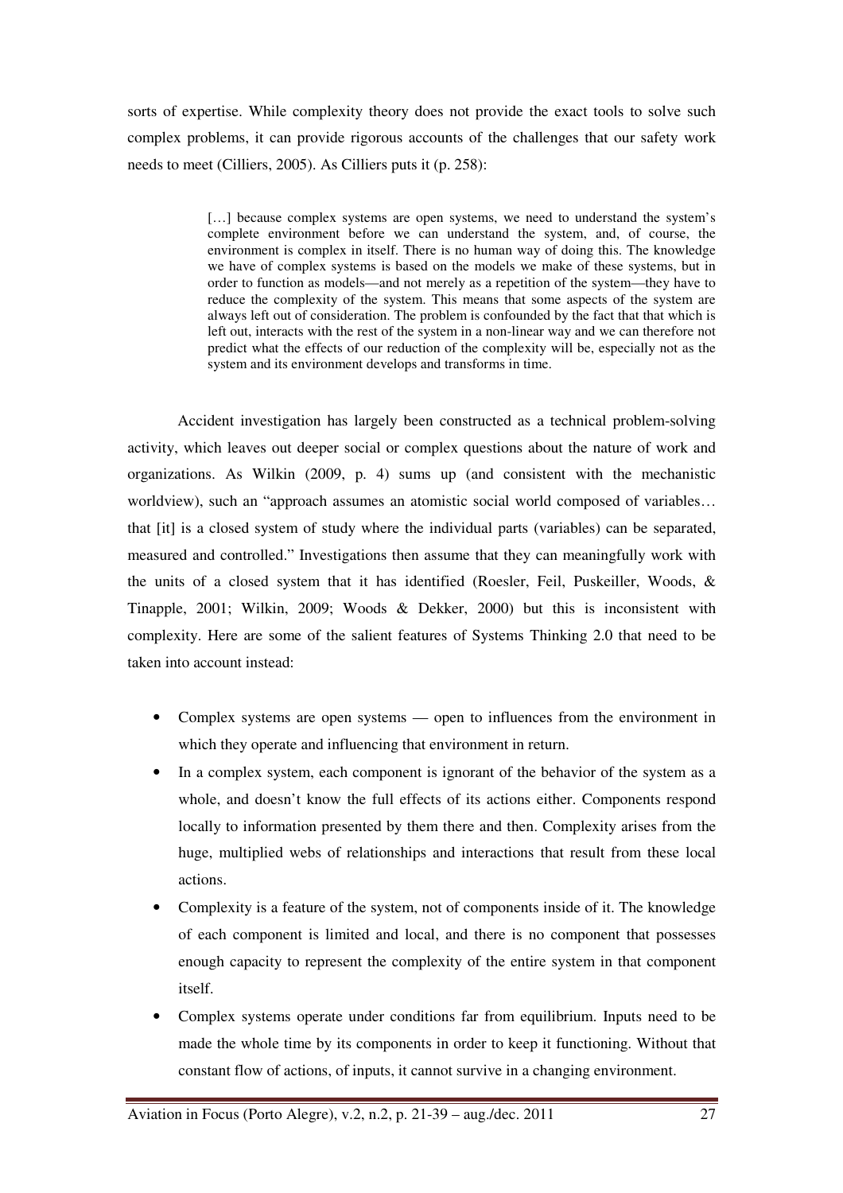sorts of expertise. While complexity theory does not provide the exact tools to solve such complex problems, it can provide rigorous accounts of the challenges that our safety work needs to meet (Cilliers, 2005). As Cilliers puts it (p. 258):

> […] because complex systems are open systems, we need to understand the system's complete environment before we can understand the system, and, of course, the environment is complex in itself. There is no human way of doing this. The knowledge we have of complex systems is based on the models we make of these systems, but in order to function as models—and not merely as a repetition of the system—they have to reduce the complexity of the system. This means that some aspects of the system are always left out of consideration. The problem is confounded by the fact that that which is left out, interacts with the rest of the system in a non-linear way and we can therefore not predict what the effects of our reduction of the complexity will be, especially not as the system and its environment develops and transforms in time.

Accident investigation has largely been constructed as a technical problem-solving activity, which leaves out deeper social or complex questions about the nature of work and organizations. As Wilkin (2009, p. 4) sums up (and consistent with the mechanistic worldview), such an "approach assumes an atomistic social world composed of variables… that [it] is a closed system of study where the individual parts (variables) can be separated, measured and controlled." Investigations then assume that they can meaningfully work with the units of a closed system that it has identified (Roesler, Feil, Puskeiller, Woods, & Tinapple, 2001; Wilkin, 2009; Woods & Dekker, 2000) but this is inconsistent with complexity. Here are some of the salient features of Systems Thinking 2.0 that need to be taken into account instead:

- Complex systems are open systems — open to influences from the environment in which they operate and influencing that environment in return.
- In a complex system, each component is ignorant of the behavior of the system as a whole, and doesn't know the full effects of its actions either. Components respond locally to information presented by them there and then. Complexity arises from the huge, multiplied webs of relationships and interactions that result from these local actions.
- Complexity is a feature of the system, not of components inside of it. The knowledge of each component is limited and local, and there is no component that possesses enough capacity to represent the complexity of the entire system in that component itself.
- Complex systems operate under conditions far from equilibrium. Inputs need to be made the whole time by its components in order to keep it functioning. Without that constant flow of actions, of inputs, it cannot survive in a changing environment.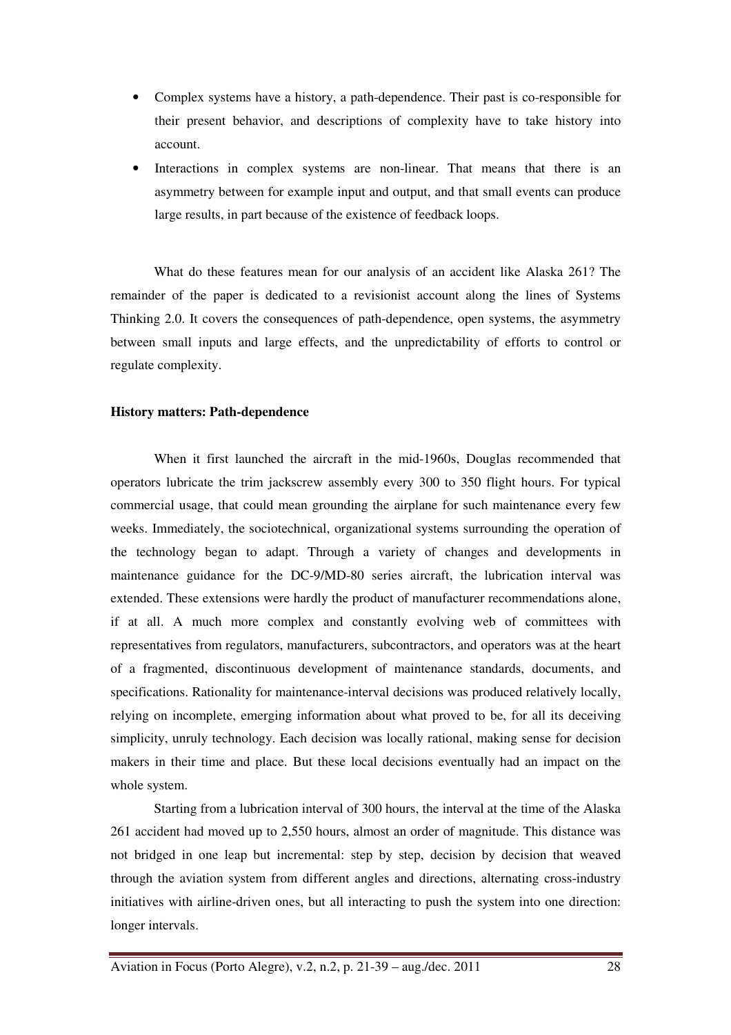- Complex systems have a history, a path-dependence. Their past is co-responsible for their present behavior, and descriptions of complexity have to take history into account.
- Interactions in complex systems are non-linear. That means that there is an asymmetry between for example input and output, and that small events can produce large results, in part because of the existence of feedback loops.

What do these features mean for our analysis of an accident like Alaska 261? The remainder of the paper is dedicated to a revisionist account along the lines of Systems Thinking 2.0. It covers the consequences of path-dependence, open systems, the asymmetry between small inputs and large effects, and the unpredictability of efforts to control or regulate complexity.

**History matters: Path-dependence**

When it first launched the aircraft in the mid-1960s, Douglas recommended that operators lubricate the trim jackscrew assembly every 300 to 350 flight hours. For typical commercial usage, that could mean grounding the airplane for such maintenance every few weeks. Immediately, the sociotechnical, organizational systems surrounding the operation of the technology began to adapt. Through a variety of changes and developments in maintenance guidance for the DC-9/MD-80 series aircraft, the lubrication interval was extended. These extensions were hardly the product of manufacturer recommendations alone, if at all. A much more complex and constantly evolving web of committees with representatives from regulators, manufacturers, subcontractors, and operators was at the heart of a fragmented, discontinuous development of maintenance standards, documents, and specifications. Rationality for maintenance-interval decisions was produced relatively locally, relying on incomplete, emerging information about what proved to be, for all its deceiving simplicity, unruly technology. Each decision was locally rational, making sense for decision makers in their time and place. But these local decisions eventually had an impact on the whole system.

Starting from a lubrication interval of 300 hours, the interval at the time of the Alaska 261 accident had moved up to 2,550 hours, almost an order of magnitude. This distance was not bridged in one leap but incremental: step by step, decision by decision that weaved through the aviation system from different angles and directions, alternating cross-industry initiatives with airline-driven ones, but all interacting to push the system into one direction: longer intervals.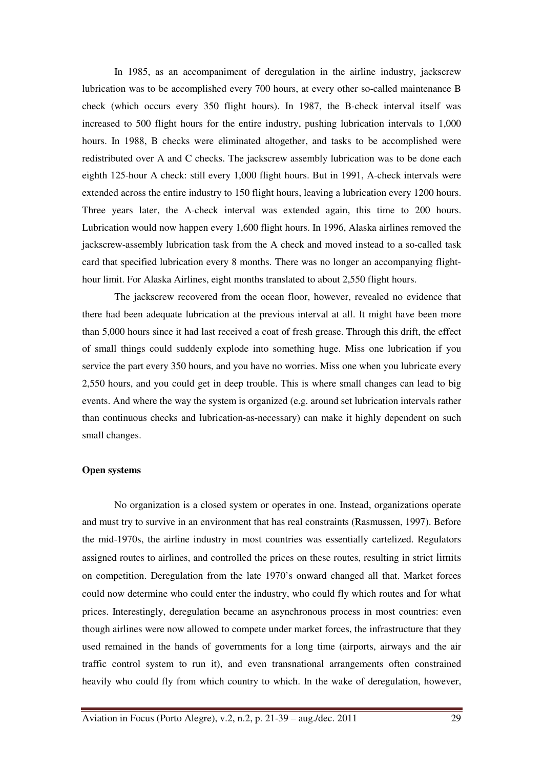In 1985, as an accompaniment of deregulation in the airline industry, jackscrew lubrication was to be accomplished every 700 hours, at every other so-called maintenance B check (which occurs every 350 flight hours). In 1987, the B-check interval itself was increased to 500 flight hours for the entire industry, pushing lubrication intervals to 1,000 hours. In 1988, B checks were eliminated altogether, and tasks to be accomplished were redistributed over A and C checks. The jackscrew assembly lubrication was to be done each eighth 125-hour A check: still every 1,000 flight hours. But in 1991, A-check intervals were extended across the entire industry to 150 flight hours, leaving a lubrication every 1200 hours. Three years later, the A-check interval was extended again, this time to 200 hours. Lubrication would now happen every 1,600 flight hours. In 1996, Alaska airlines removed the jackscrew-assembly lubrication task from the A check and moved instead to a so-called task card that specified lubrication every 8 months. There was no longer an accompanying flight-hour limit. For Alaska Airlines, eight months translated to about 2,550 flight hours.

The jackscrew recovered from the ocean floor, however, revealed no evidence that there had been adequate lubrication at the previous interval at all. It might have been more than 5,000 hours since it had last received a coat of fresh grease. Through this drift, the effect of small things could suddenly explode into something huge. Miss one lubrication if you service the part every 350 hours, and you have no worries. Miss one when you lubricate every 2,550 hours, and you could get in deep trouble. This is where small changes can lead to big events. And where the way the system is organized (e.g. around set lubrication intervals rather than continuous checks and lubrication-as-necessary) can make it highly dependent on such small changes.

**Open systems**

No organization is a closed system or operates in one. Instead, organizations operate and must try to survive in an environment that has real constraints (Rasmussen, 1997). Before the mid-1970s, the airline industry in most countries was essentially cartelized. Regulators assigned routes to airlines, and controlled the prices on these routes, resulting in strict limits on competition. Deregulation from the late 1970's onward changed all that. Market forces could now determine who could enter the industry, who could fly which routes and for what prices. Interestingly, deregulation became an asynchronous process in most countries: even though airlines were now allowed to compete under market forces, the infrastructure that they used remained in the hands of governments for a long time (airports, airways and the air traffic control system to run it), and even transnational arrangements often constrained heavily who could fly from which country to which. In the wake of deregulation, however,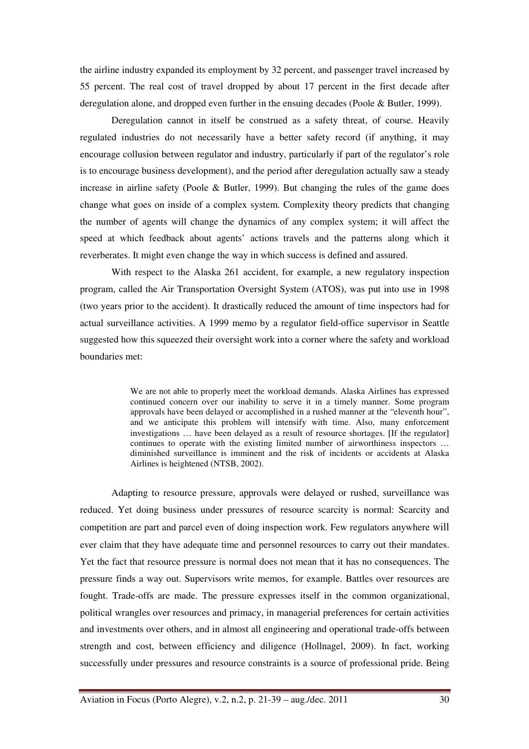the airline industry expanded its employment by 32 percent, and passenger travel increased by 55 percent. The real cost of travel dropped by about 17 percent in the first decade after deregulation alone, and dropped even further in the ensuing decades (Poole & Butler, 1999).

Deregulation cannot in itself be construed as a safety threat, of course. Heavily regulated industries do not necessarily have a better safety record (if anything, it may encourage collusion between regulator and industry, particularly if part of the regulator's role is to encourage business development), and the period after deregulation actually saw a steady increase in airline safety (Poole & Butler, 1999). But changing the rules of the game does change what goes on inside of a complex system. Complexity theory predicts that changing the number of agents will change the dynamics of any complex system; it will affect the speed at which feedback about agents' actions travels and the patterns along which it reverberates. It might even change the way in which success is defined and assured.

With respect to the Alaska 261 accident, for example, a new regulatory inspection program, called the Air Transportation Oversight System (ATOS), was put into use in 1998 (two years prior to the accident). It drastically reduced the amount of time inspectors had for actual surveillance activities. A 1999 memo by a regulator field-office supervisor in Seattle suggested how this squeezed their oversight work into a corner where the safety and workload boundaries met:

> We are not able to properly meet the workload demands. Alaska Airlines has expressed continued concern over our inability to serve it in a timely manner. Some program approvals have been delayed or accomplished in a rushed manner at the "eleventh hour", and we anticipate this problem will intensify with time. Also, many enforcement investigations … have been delayed as a result of resource shortages. [If the regulator] continues to operate with the existing limited number of airworthiness inspectors … diminished surveillance is imminent and the risk of incidents or accidents at Alaska Airlines is heightened (NTSB, 2002).

Adapting to resource pressure, approvals were delayed or rushed, surveillance was reduced. Yet doing business under pressures of resource scarcity is normal: Scarcity and competition are part and parcel even of doing inspection work. Few regulators anywhere will ever claim that they have adequate time and personnel resources to carry out their mandates. Yet the fact that resource pressure is normal does not mean that it has no consequences. The pressure finds a way out. Supervisors write memos, for example. Battles over resources are fought. Trade-offs are made. The pressure expresses itself in the common organizational, political wrangles over resources and primacy, in managerial preferences for certain activities and investments over others, and in almost all engineering and operational trade-offs between strength and cost, between efficiency and diligence (Hollnagel, 2009). In fact, working successfully under pressures and resource constraints is a source of professional pride. Being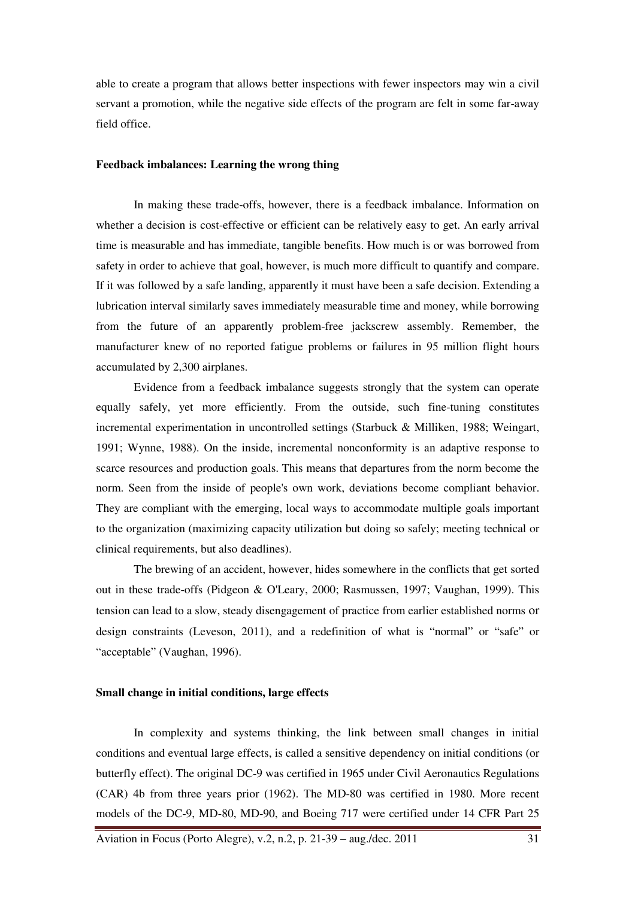able to create a program that allows better inspections with fewer inspectors may win a civil servant a promotion, while the negative side effects of the program are felt in some far-away field office.

**Feedback imbalances: Learning the wrong thing**

In making these trade-offs, however, there is a feedback imbalance. Information on whether a decision is cost-effective or efficient can be relatively easy to get. An early arrival time is measurable and has immediate, tangible benefits. How much is or was borrowed from safety in order to achieve that goal, however, is much more difficult to quantify and compare. If it was followed by a safe landing, apparently it must have been a safe decision. Extending a lubrication interval similarly saves immediately measurable time and money, while borrowing from the future of an apparently problem-free jackscrew assembly. Remember, the manufacturer knew of no reported fatigue problems or failures in 95 million flight hours accumulated by 2,300 airplanes.

Evidence from a feedback imbalance suggests strongly that the system can operate equally safely, yet more efficiently. From the outside, such fine-tuning constitutes incremental experimentation in uncontrolled settings (Starbuck & Milliken, 1988; Weingart, 1991; Wynne, 1988). On the inside, incremental nonconformity is an adaptive response to scarce resources and production goals. This means that departures from the norm become the norm. Seen from the inside of people's own work, deviations become compliant behavior. They are compliant with the emerging, local ways to accommodate multiple goals important to the organization (maximizing capacity utilization but doing so safely; meeting technical or clinical requirements, but also deadlines).

The brewing of an accident, however, hides somewhere in the conflicts that get sorted out in these trade-offs (Pidgeon & O'Leary, 2000; Rasmussen, 1997; Vaughan, 1999). This tension can lead to a slow, steady disengagement of practice from earlier established norms or design constraints (Leveson, 2011), and a redefinition of what is "normal" or "safe" or "acceptable" (Vaughan, 1996).

**Small change in initial conditions, large effects**

In complexity and systems thinking, the link between small changes in initial conditions and eventual large effects, is called a sensitive dependency on initial conditions (or butterfly effect). The original DC-9 was certified in 1965 under Civil Aeronautics Regulations (CAR) 4b from three years prior (1962). The MD-80 was certified in 1980. More recent models of the DC-9, MD-80, MD-90, and Boeing 717 were certified under 14 CFR Part 25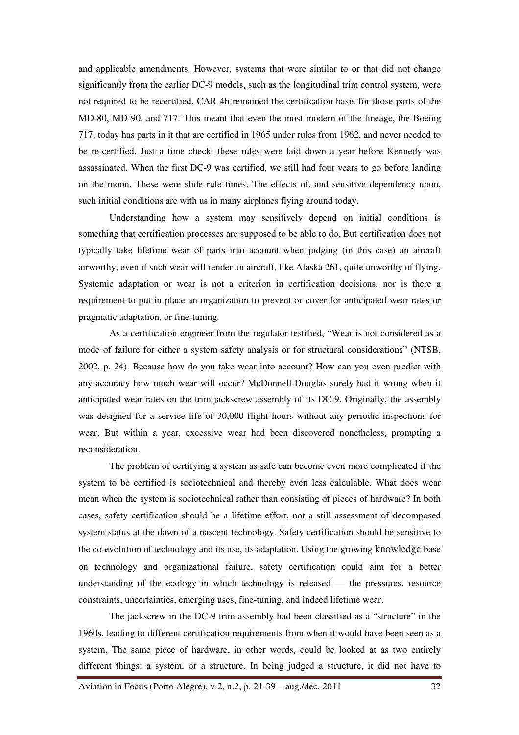and applicable amendments. However, systems that were similar to or that did not change significantly from the earlier DC-9 models, such as the longitudinal trim control system, were not required to be recertified. CAR 4b remained the certification basis for those parts of the MD-80, MD-90, and 717. This meant that even the most modern of the lineage, the Boeing 717, today has parts in it that are certified in 1965 under rules from 1962, and never needed to be re-certified. Just a time check: these rules were laid down a year before Kennedy was assassinated. When the first DC-9 was certified, we still had four years to go before landing on the moon. These were slide rule times. The effects of, and sensitive dependency upon, such initial conditions are with us in many airplanes flying around today.

Understanding how a system may sensitively depend on initial conditions is something that certification processes are supposed to be able to do. But certification does not typically take lifetime wear of parts into account when judging (in this case) an aircraft airworthy, even if such wear will render an aircraft, like Alaska 261, quite unworthy of flying. Systemic adaptation or wear is not a criterion in certification decisions, nor is there a requirement to put in place an organization to prevent or cover for anticipated wear rates or pragmatic adaptation, or fine-tuning.

As a certification engineer from the regulator testified, "Wear is not considered as a mode of failure for either a system safety analysis or for structural considerations" (NTSB, 2002, p. 24). Because how do you take wear into account? How can you even predict with any accuracy how much wear will occur? McDonnell-Douglas surely had it wrong when it anticipated wear rates on the trim jackscrew assembly of its DC-9. Originally, the assembly was designed for a service life of 30,000 flight hours without any periodic inspections for wear. But within a year, excessive wear had been discovered nonetheless, prompting a reconsideration.

The problem of certifying a system as safe can become even more complicated if the system to be certified is sociotechnical and thereby even less calculable. What does wear mean when the system is sociotechnical rather than consisting of pieces of hardware? In both cases, safety certification should be a lifetime effort, not a still assessment of decomposed system status at the dawn of a nascent technology. Safety certification should be sensitive to the co-evolution of technology and its use, its adaptation. Using the growing knowledge base on technology and organizational failure, safety certification could aim for a better understanding of the ecology in which technology is released — the pressures, resource constraints, uncertainties, emerging uses, fine-tuning, and indeed lifetime wear.

The jackscrew in the DC-9 trim assembly had been classified as a "structure" in the 1960s, leading to different certification requirements from when it would have been seen as a system. The same piece of hardware, in other words, could be looked at as two entirely different things: a system, or a structure. In being judged a structure, it did not have to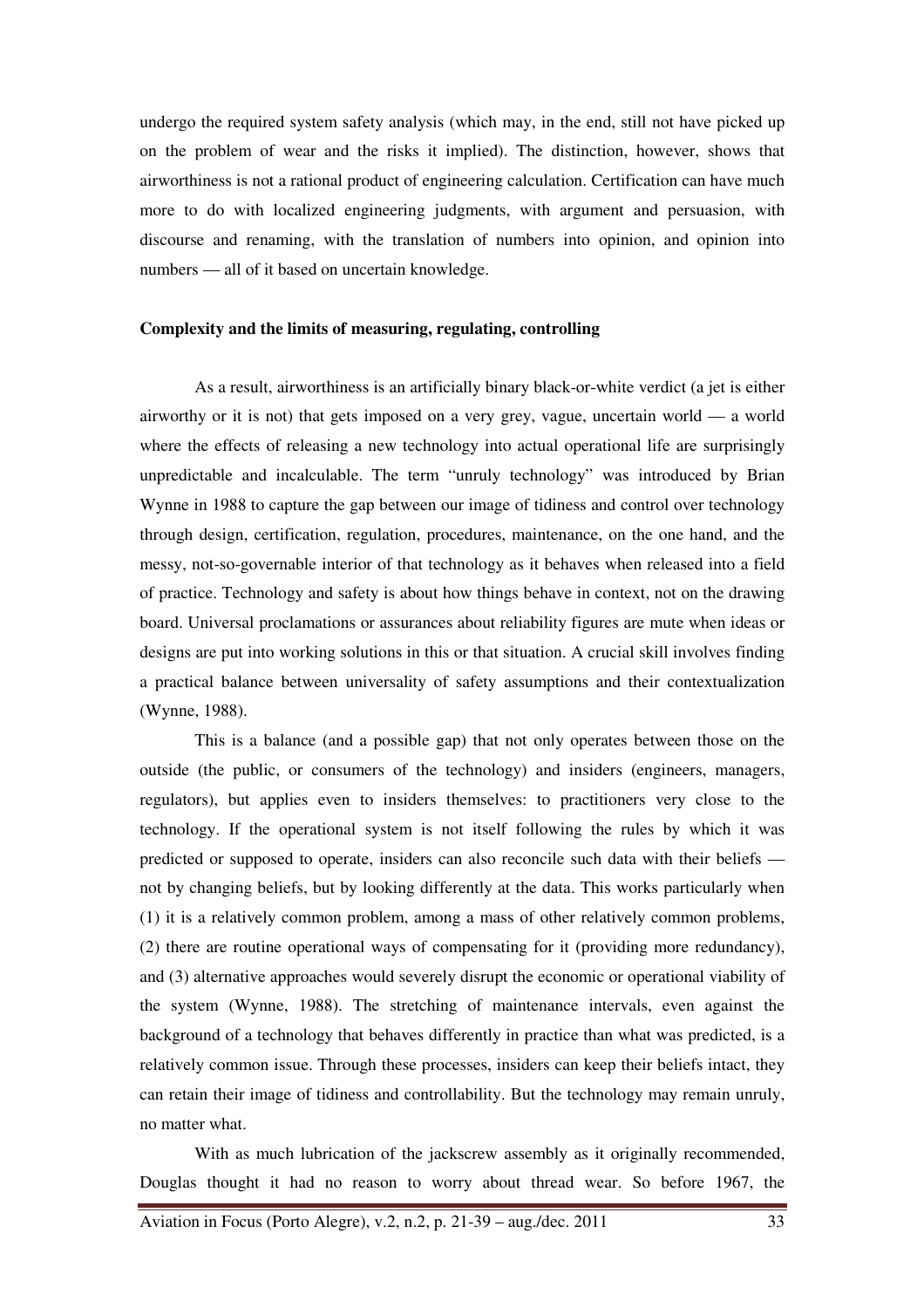undergo the required system safety analysis (which may, in the end, still not have picked up on the problem of wear and the risks it implied). The distinction, however, shows that airworthiness is not a rational product of engineering calculation. Certification can have much more to do with localized engineering judgments, with argument and persuasion, with discourse and renaming, with the translation of numbers into opinion, and opinion into numbers — all of it based on uncertain knowledge.

**Complexity and the limits of measuring, regulating, controlling**

As a result, airworthiness is an artificially binary black-or-white verdict (a jet is either airworthy or it is not) that gets imposed on a very grey, vague, uncertain world — a world where the effects of releasing a new technology into actual operational life are surprisingly unpredictable and incalculable. The term "unruly technology" was introduced by Brian Wynne in 1988 to capture the gap between our image of tidiness and control over technology through design, certification, regulation, procedures, maintenance, on the one hand, and the messy, not-so-governable interior of that technology as it behaves when released into a field of practice. Technology and safety is about how things behave in context, not on the drawing board. Universal proclamations or assurances about reliability figures are mute when ideas or designs are put into working solutions in this or that situation. A crucial skill involves finding a practical balance between universality of safety assumptions and their contextualization (Wynne, 1988).

This is a balance (and a possible gap) that not only operates between those on the outside (the public, or consumers of the technology) and insiders (engineers, managers, regulators), but applies even to insiders themselves: to practitioners very close to the technology. If the operational system is not itself following the rules by which it was predicted or supposed to operate, insiders can also reconcile such data with their beliefs — not by changing beliefs, but by looking differently at the data. This works particularly when (1) it is a relatively common problem, among a mass of other relatively common problems, (2) there are routine operational ways of compensating for it (providing more redundancy), and (3) alternative approaches would severely disrupt the economic or operational viability of the system (Wynne, 1988). The stretching of maintenance intervals, even against the background of a technology that behaves differently in practice than what was predicted, is a relatively common issue. Through these processes, insiders can keep their beliefs intact, they can retain their image of tidiness and controllability. But the technology may remain unruly, no matter what.

With as much lubrication of the jackscrew assembly as it originally recommended, Douglas thought it had no reason to worry about thread wear. So before 1967, the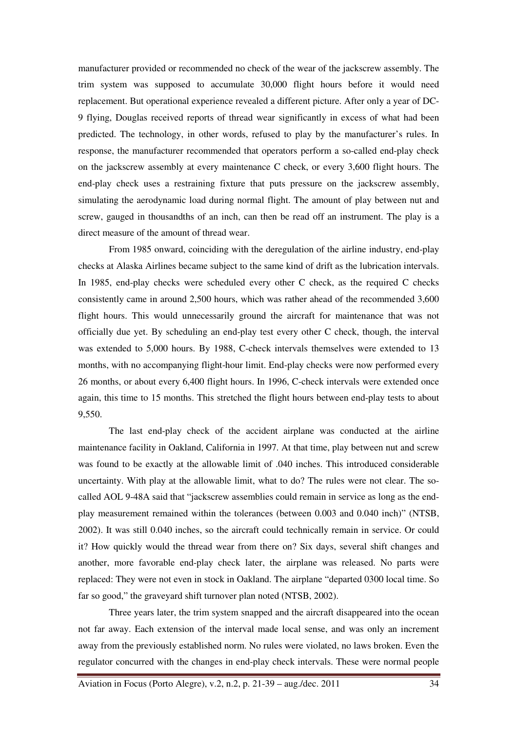manufacturer provided or recommended no check of the wear of the jackscrew assembly. The trim system was supposed to accumulate 30,000 flight hours before it would need replacement. But operational experience revealed a different picture. After only a year of DC-9 flying, Douglas received reports of thread wear significantly in excess of what had been predicted. The technology, in other words, refused to play by the manufacturer's rules. In response, the manufacturer recommended that operators perform a so-called end-play check on the jackscrew assembly at every maintenance C check, or every 3,600 flight hours. The end-play check uses a restraining fixture that puts pressure on the jackscrew assembly, simulating the aerodynamic load during normal flight. The amount of play between nut and screw, gauged in thousandths of an inch, can then be read off an instrument. The play is a direct measure of the amount of thread wear.

From 1985 onward, coinciding with the deregulation of the airline industry, end-play checks at Alaska Airlines became subject to the same kind of drift as the lubrication intervals. In 1985, end-play checks were scheduled every other C check, as the required C checks consistently came in around 2,500 hours, which was rather ahead of the recommended 3,600 flight hours. This would unnecessarily ground the aircraft for maintenance that was not officially due yet. By scheduling an end-play test every other C check, though, the interval was extended to 5,000 hours. By 1988, C-check intervals themselves were extended to 13 months, with no accompanying flight-hour limit. End-play checks were now performed every 26 months, or about every 6,400 flight hours. In 1996, C-check intervals were extended once again, this time to 15 months. This stretched the flight hours between end-play tests to about 9,550.

The last end-play check of the accident airplane was conducted at the airline maintenance facility in Oakland, California in 1997. At that time, play between nut and screw was found to be exactly at the allowable limit of .040 inches. This introduced considerable uncertainty. With play at the allowable limit, what to do? The rules were not clear. The so-called AOL 9-48A said that "jackscrew assemblies could remain in service as long as the end-play measurement remained within the tolerances (between 0.003 and 0.040 inch)" (NTSB, 2002). It was still 0.040 inches, so the aircraft could technically remain in service. Or could it? How quickly would the thread wear from there on? Six days, several shift changes and another, more favorable end-play check later, the airplane was released. No parts were replaced: They were not even in stock in Oakland. The airplane "departed 0300 local time. So far so good," the graveyard shift turnover plan noted (NTSB, 2002).

Three years later, the trim system snapped and the aircraft disappeared into the ocean not far away. Each extension of the interval made local sense, and was only an increment away from the previously established norm. No rules were violated, no laws broken. Even the regulator concurred with the changes in end-play check intervals. These were normal people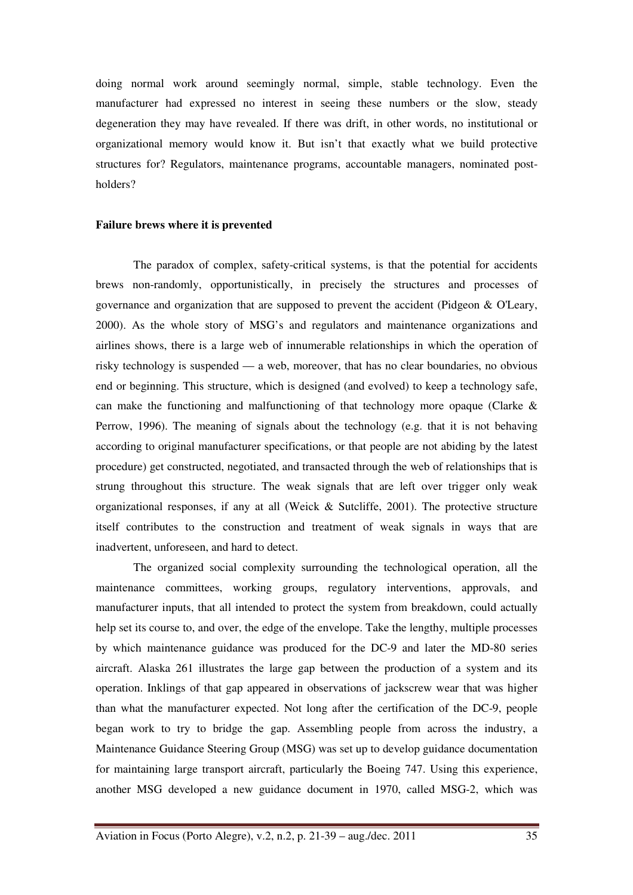doing normal work around seemingly normal, simple, stable technology. Even the manufacturer had expressed no interest in seeing these numbers or the slow, steady degeneration they may have revealed. If there was drift, in other words, no institutional or organizational memory would know it. But isn't that exactly what we build protective structures for? Regulators, maintenance programs, accountable managers, nominated post-holders?

**Failure brews where it is prevented**

The paradox of complex, safety-critical systems, is that the potential for accidents brews non-randomly, opportunistically, in precisely the structures and processes of governance and organization that are supposed to prevent the accident (Pidgeon & O'Leary, 2000). As the whole story of MSG's and regulators and maintenance organizations and airlines shows, there is a large web of innumerable relationships in which the operation of risky technology is suspended — a web, moreover, that has no clear boundaries, no obvious end or beginning. This structure, which is designed (and evolved) to keep a technology safe, can make the functioning and malfunctioning of that technology more opaque (Clarke & Perrow, 1996). The meaning of signals about the technology (e.g. that it is not behaving according to original manufacturer specifications, or that people are not abiding by the latest procedure) get constructed, negotiated, and transacted through the web of relationships that is strung throughout this structure. The weak signals that are left over trigger only weak organizational responses, if any at all (Weick & Sutcliffe, 2001). The protective structure itself contributes to the construction and treatment of weak signals in ways that are inadvertent, unforeseen, and hard to detect.

The organized social complexity surrounding the technological operation, all the maintenance committees, working groups, regulatory interventions, approvals, and manufacturer inputs, that all intended to protect the system from breakdown, could actually help set its course to, and over, the edge of the envelope. Take the lengthy, multiple processes by which maintenance guidance was produced for the DC-9 and later the MD-80 series aircraft. Alaska 261 illustrates the large gap between the production of a system and its operation. Inklings of that gap appeared in observations of jackscrew wear that was higher than what the manufacturer expected. Not long after the certification of the DC-9, people began work to try to bridge the gap. Assembling people from across the industry, a Maintenance Guidance Steering Group (MSG) was set up to develop guidance documentation for maintaining large transport aircraft, particularly the Boeing 747. Using this experience, another MSG developed a new guidance document in 1970, called MSG-2, which was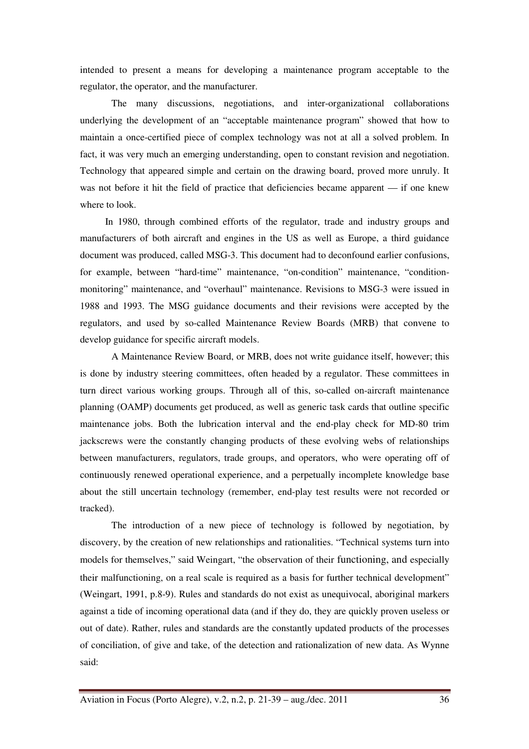intended to present a means for developing a maintenance program acceptable to the regulator, the operator, and the manufacturer.

The many discussions, negotiations, and inter-organizational collaborations underlying the development of an "acceptable maintenance program" showed that how to maintain a once-certified piece of complex technology was not at all a solved problem. In fact, it was very much an emerging understanding, open to constant revision and negotiation. Technology that appeared simple and certain on the drawing board, proved more unruly. It was not before it hit the field of practice that deficiencies became apparent — if one knew where to look.

In 1980, through combined efforts of the regulator, trade and industry groups and manufacturers of both aircraft and engines in the US as well as Europe, a third guidance document was produced, called MSG-3. This document had to deconfound earlier confusions, for example, between "hard-time" maintenance, "on-condition" maintenance, "condition-monitoring" maintenance, and "overhaul" maintenance. Revisions to MSG-3 were issued in 1988 and 1993. The MSG guidance documents and their revisions were accepted by the regulators, and used by so-called Maintenance Review Boards (MRB) that convene to develop guidance for specific aircraft models.

A Maintenance Review Board, or MRB, does not write guidance itself, however; this is done by industry steering committees, often headed by a regulator. These committees in turn direct various working groups. Through all of this, so-called on-aircraft maintenance planning (OAMP) documents get produced, as well as generic task cards that outline specific maintenance jobs. Both the lubrication interval and the end-play check for MD-80 trim jackscrews were the constantly changing products of these evolving webs of relationships between manufacturers, regulators, trade groups, and operators, who were operating off of continuously renewed operational experience, and a perpetually incomplete knowledge base about the still uncertain technology (remember, end-play test results were not recorded or tracked).

The introduction of a new piece of technology is followed by negotiation, by discovery, by the creation of new relationships and rationalities. "Technical systems turn into models for themselves," said Weingart, "the observation of their functioning, and especially their malfunctioning, on a real scale is required as a basis for further technical development" (Weingart, 1991, p.8-9). Rules and standards do not exist as unequivocal, aboriginal markers against a tide of incoming operational data (and if they do, they are quickly proven useless or out of date). Rather, rules and standards are the constantly updated products of the processes of conciliation, of give and take, of the detection and rationalization of new data. As Wynne said: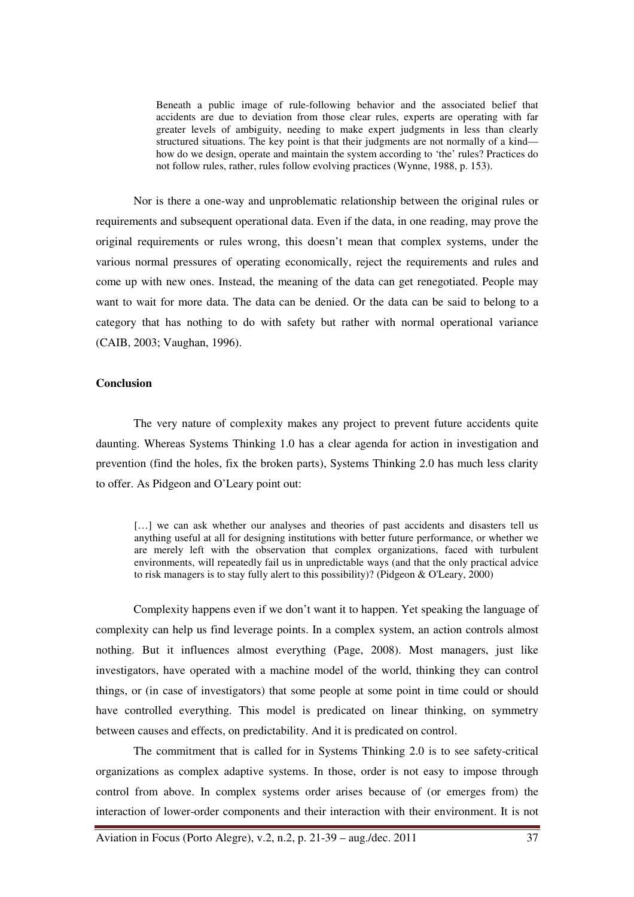> Beneath a public image of rule-following behavior and the associated belief that accidents are due to deviation from those clear rules, experts are operating with far greater levels of ambiguity, needing to make expert judgments in less than clearly structured situations. The key point is that their judgments are not normally of a kind—how do we design, operate and maintain the system according to 'the' rules? Practices do not follow rules, rather, rules follow evolving practices (Wynne, 1988, p. 153).

Nor is there a one-way and unproblematic relationship between the original rules or requirements and subsequent operational data. Even if the data, in one reading, may prove the original requirements or rules wrong, this doesn't mean that complex systems, under the various normal pressures of operating economically, reject the requirements and rules and come up with new ones. Instead, the meaning of the data can get renegotiated. People may want to wait for more data. The data can be denied. Or the data can be said to belong to a category that has nothing to do with safety but rather with normal operational variance (CAIB, 2003; Vaughan, 1996).

**Conclusion**

The very nature of complexity makes any project to prevent future accidents quite daunting. Whereas Systems Thinking 1.0 has a clear agenda for action in investigation and prevention (find the holes, fix the broken parts), Systems Thinking 2.0 has much less clarity to offer. As Pidgeon and O'Leary point out:

> […] we can ask whether our analyses and theories of past accidents and disasters tell us anything useful at all for designing institutions with better future performance, or whether we are merely left with the observation that complex organizations, faced with turbulent environments, will repeatedly fail us in unpredictable ways (and that the only practical advice to risk managers is to stay fully alert to this possibility)? (Pidgeon & O'Leary, 2000)

Complexity happens even if we don't want it to happen. Yet speaking the language of complexity can help us find leverage points. In a complex system, an action controls almost nothing. But it influences almost everything (Page, 2008). Most managers, just like investigators, have operated with a machine model of the world, thinking they can control things, or (in case of investigators) that some people at some point in time could or should have controlled everything. This model is predicated on linear thinking, on symmetry between causes and effects, on predictability. And it is predicated on control.

The commitment that is called for in Systems Thinking 2.0 is to see safety-critical organizations as complex adaptive systems. In those, order is not easy to impose through control from above. In complex systems order arises because of (or emerges from) the interaction of lower-order components and their interaction with their environment. It is not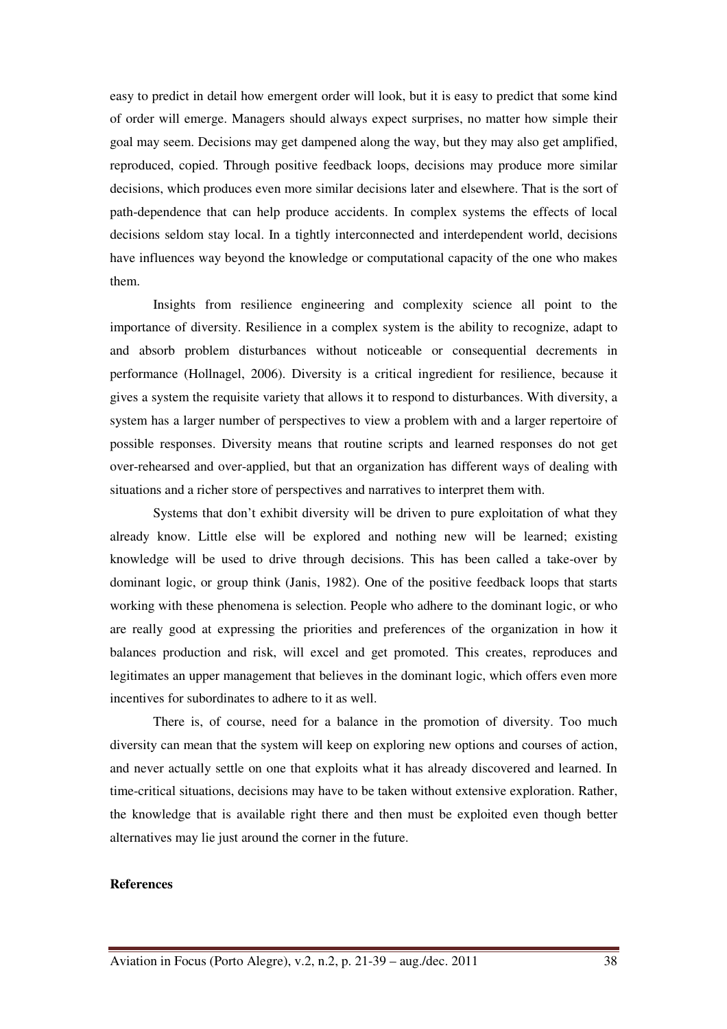easy to predict in detail how emergent order will look, but it is easy to predict that some kind of order will emerge. Managers should always expect surprises, no matter how simple their goal may seem. Decisions may get dampened along the way, but they may also get amplified, reproduced, copied. Through positive feedback loops, decisions may produce more similar decisions, which produces even more similar decisions later and elsewhere. That is the sort of path-dependence that can help produce accidents. In complex systems the effects of local decisions seldom stay local. In a tightly interconnected and interdependent world, decisions have influences way beyond the knowledge or computational capacity of the one who makes them.

Insights from resilience engineering and complexity science all point to the importance of diversity. Resilience in a complex system is the ability to recognize, adapt to and absorb problem disturbances without noticeable or consequential decrements in performance (Hollnagel, 2006). Diversity is a critical ingredient for resilience, because it gives a system the requisite variety that allows it to respond to disturbances. With diversity, a system has a larger number of perspectives to view a problem with and a larger repertoire of possible responses. Diversity means that routine scripts and learned responses do not get over-rehearsed and over-applied, but that an organization has different ways of dealing with situations and a richer store of perspectives and narratives to interpret them with.

Systems that don't exhibit diversity will be driven to pure exploitation of what they already know. Little else will be explored and nothing new will be learned; existing knowledge will be used to drive through decisions. This has been called a take-over by dominant logic, or group think (Janis, 1982). One of the positive feedback loops that starts working with these phenomena is selection. People who adhere to the dominant logic, or who are really good at expressing the priorities and preferences of the organization in how it balances production and risk, will excel and get promoted. This creates, reproduces and legitimates an upper management that believes in the dominant logic, which offers even more incentives for subordinates to adhere to it as well.

There is, of course, need for a balance in the promotion of diversity. Too much diversity can mean that the system will keep on exploring new options and courses of action, and never actually settle on one that exploits what it has already discovered and learned. In time-critical situations, decisions may have to be taken without extensive exploration. Rather, the knowledge that is available right there and then must be exploited even though better alternatives may lie just around the corner in the future.

**References**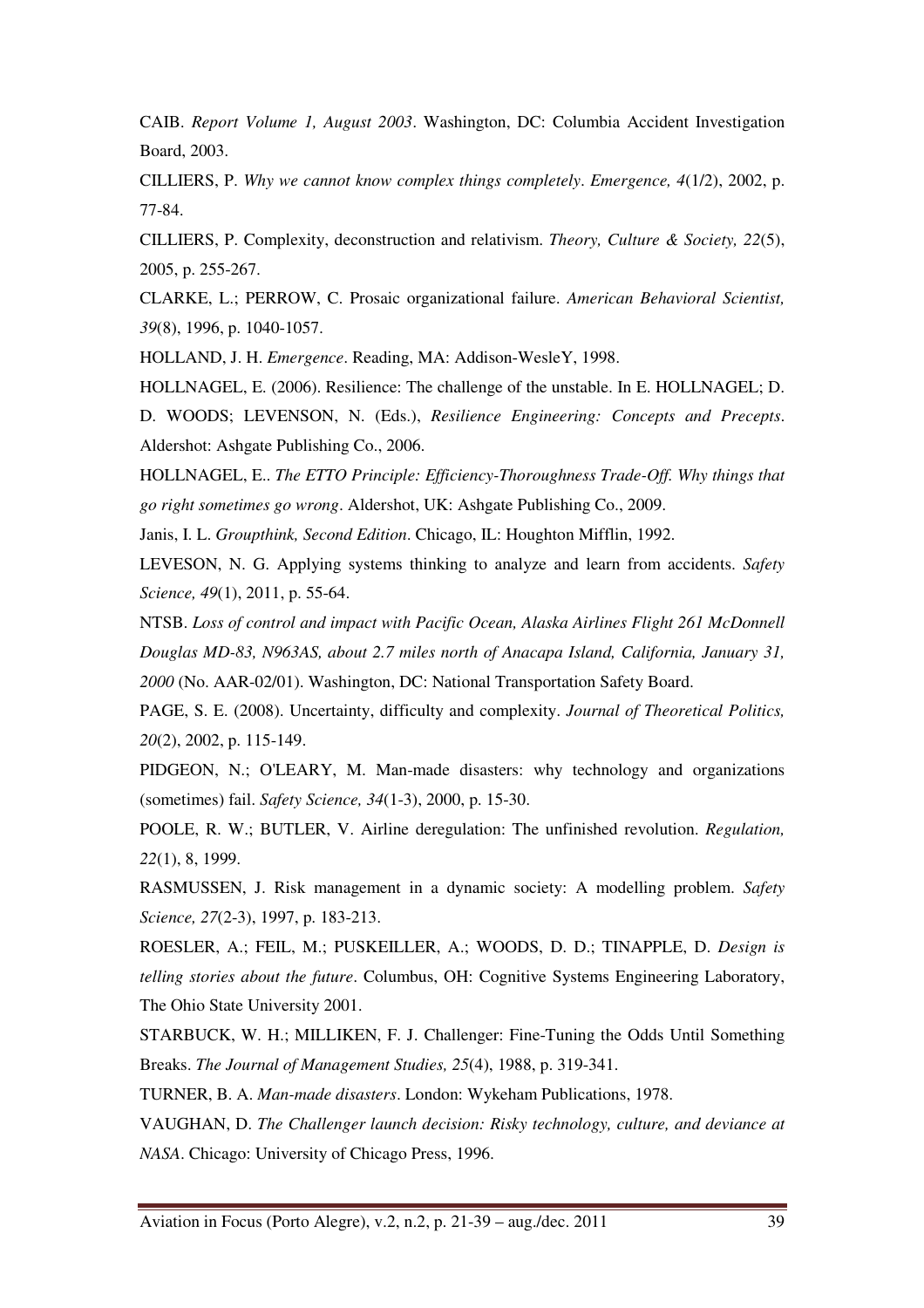CAIB. *Report Volume 1, August 2003*. Washington, DC: Columbia Accident Investigation Board, 2003.

CILLIERS, P. *Why we cannot know complex things completely*. *Emergence, 4*(1/2), 2002, p. 77-84.

CILLIERS, P. Complexity, deconstruction and relativism. *Theory, Culture & Society, 22*(5), 2005, p. 255-267.

CLARKE, L.; PERROW, C. Prosaic organizational failure. *American Behavioral Scientist, 39*(8), 1996, p. 1040-1057.

HOLLAND, J. H. *Emergence*. Reading, MA: Addison-WesleY, 1998.

HOLLNAGEL, E. (2006). Resilience: The challenge of the unstable. In E. HOLLNAGEL; D. D. WOODS; LEVENSON, N. (Eds.), *Resilience Engineering: Concepts and Precepts*. Aldershot: Ashgate Publishing Co., 2006.

HOLLNAGEL, E.. *The ETTO Principle: Efficiency-Thoroughness Trade-Off. Why things that go right sometimes go wrong*. Aldershot, UK: Ashgate Publishing Co., 2009.

Janis, I. L. *Groupthink, Second Edition*. Chicago, IL: Houghton Mifflin, 1992.

LEVESON, N. G. Applying systems thinking to analyze and learn from accidents. *Safety Science, 49*(1), 2011, p. 55-64.

NTSB. *Loss of control and impact with Pacific Ocean, Alaska Airlines Flight 261 McDonnell Douglas MD-83, N963AS, about 2.7 miles north of Anacapa Island, California, January 31, 2000* (No. AAR-02/01). Washington, DC: National Transportation Safety Board.

PAGE, S. E. (2008). Uncertainty, difficulty and complexity. *Journal of Theoretical Politics, 20*(2), 2002, p. 115-149.

PIDGEON, N.; O'LEARY, M. Man-made disasters: why technology and organizations (sometimes) fail. *Safety Science, 34*(1-3), 2000, p. 15-30.

POOLE, R. W.; BUTLER, V. Airline deregulation: The unfinished revolution. *Regulation, 22*(1), 8, 1999.

RASMUSSEN, J. Risk management in a dynamic society: A modelling problem. *Safety Science, 27*(2-3), 1997, p. 183-213.

ROESLER, A.; FEIL, M.; PUSKEILLER, A.; WOODS, D. D.; TINAPPLE, D. *Design is telling stories about the future*. Columbus, OH: Cognitive Systems Engineering Laboratory, The Ohio State University 2001.

STARBUCK, W. H.; MILLIKEN, F. J. Challenger: Fine-Tuning the Odds Until Something Breaks. *The Journal of Management Studies, 25*(4), 1988, p. 319-341.

TURNER, B. A. *Man-made disasters*. London: Wykeham Publications, 1978.

VAUGHAN, D. *The Challenger launch decision: Risky technology, culture, and deviance at NASA*. Chicago: University of Chicago Press, 1996.